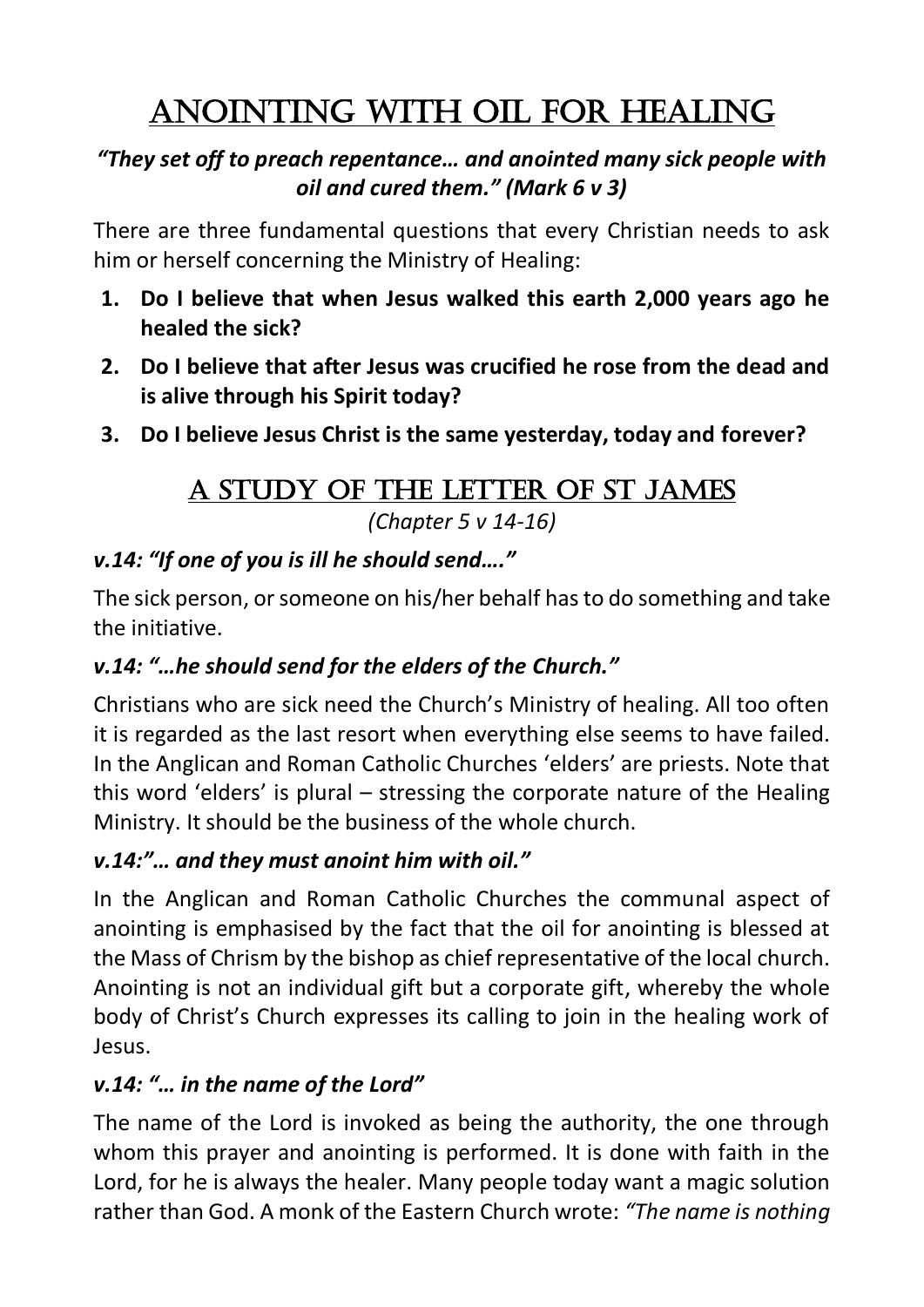# Anointing with Oil for Healing

***"They set off to preach repentance… and anointed many sick people with oil and cured them." (Mark 6 v 3)***

There are three fundamental questions that every Christian needs to ask him or herself concerning the Ministry of Healing:

1. **Do I believe that when Jesus walked this earth 2,000 years ago he healed the sick?**
2. **Do I believe that after Jesus was crucified he rose from the dead and is alive through his Spirit today?**
3. **Do I believe Jesus Christ is the same yesterday, today and forever?**

## A Study of the Letter of St James

*(Chapter 5 v 14-16)*

### *v.14: "If one of you is ill he should send…."*

The sick person, or someone on his/her behalf has to do something and take the initiative.

### *v.14: "…he should send for the elders of the Church."*

Christians who are sick need the Church's Ministry of healing. All too often it is regarded as the last resort when everything else seems to have failed. In the Anglican and Roman Catholic Churches 'elders' are priests. Note that this word 'elders' is plural – stressing the corporate nature of the Healing Ministry. It should be the business of the whole church.

### *v.14:"… and they must anoint him with oil."*

In the Anglican and Roman Catholic Churches the communal aspect of anointing is emphasised by the fact that the oil for anointing is blessed at the Mass of Chrism by the bishop as chief representative of the local church. Anointing is not an individual gift but a corporate gift, whereby the whole body of Christ's Church expresses its calling to join in the healing work of Jesus.

### *v.14: "… in the name of the Lord"*

The name of the Lord is invoked as being the authority, the one through whom this prayer and anointing is performed. It is done with faith in the Lord, for he is always the healer. Many people today want a magic solution rather than God. A monk of the Eastern Church wrote: *"The name is nothing*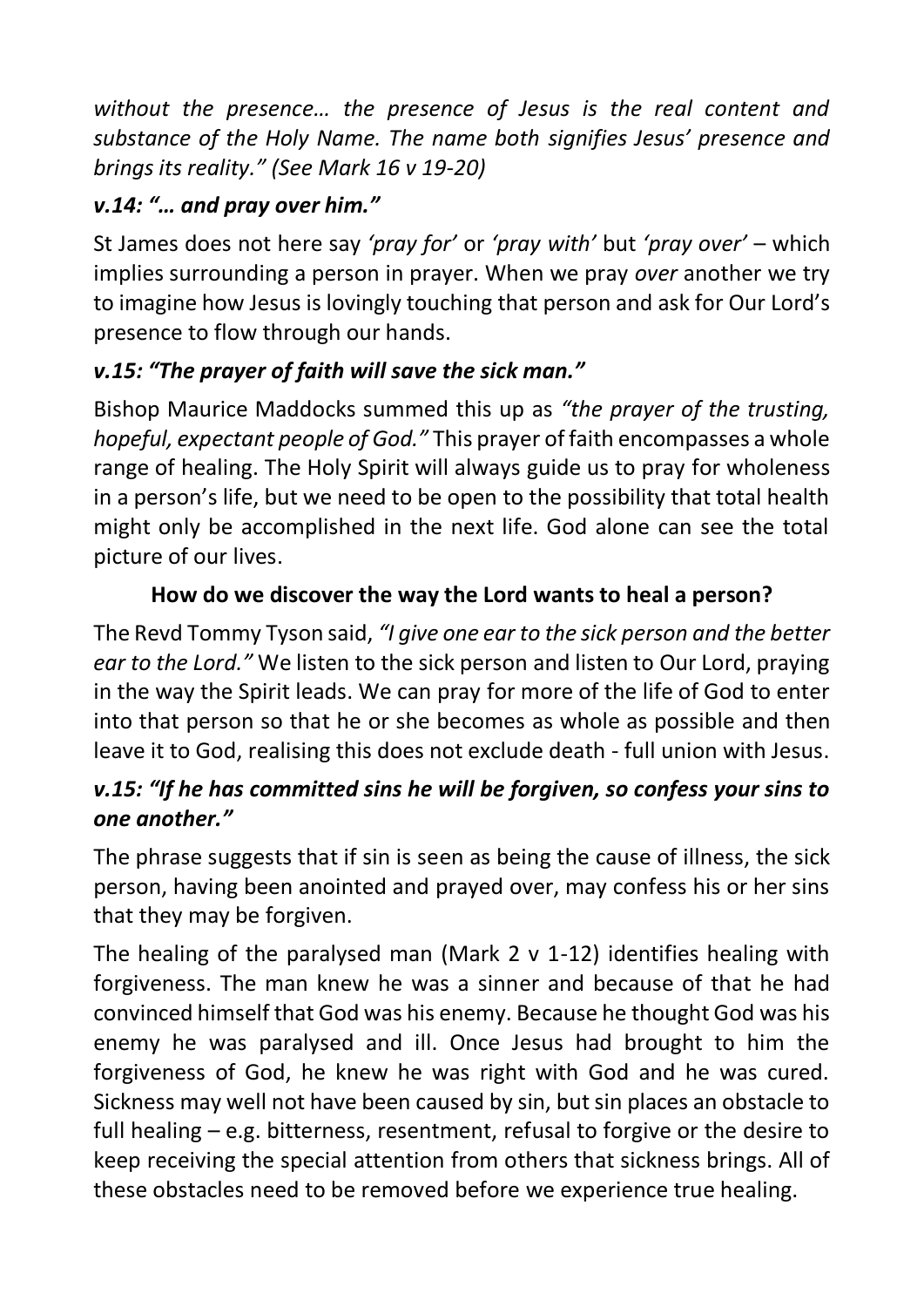*without the presence… the presence of Jesus is the real content and substance of the Holy Name. The name both signifies Jesus' presence and brings its reality." (See Mark 16 v 19-20)*

### *v.14: "… and pray over him."*

St James does not here say *'pray for'* or *'pray with'* but *'pray over'* – which implies surrounding a person in prayer. When we pray *over* another we try to imagine how Jesus is lovingly touching that person and ask for Our Lord's presence to flow through our hands.

### *v.15: "The prayer of faith will save the sick man."*

Bishop Maurice Maddocks summed this up as *"the prayer of the trusting, hopeful, expectant people of God."* This prayer of faith encompasses a whole range of healing. The Holy Spirit will always guide us to pray for wholeness in a person's life, but we need to be open to the possibility that total health might only be accomplished in the next life. God alone can see the total picture of our lives.

### How do we discover the way the Lord wants to heal a person?

The Revd Tommy Tyson said, *"I give one ear to the sick person and the better ear to the Lord."* We listen to the sick person and listen to Our Lord, praying in the way the Spirit leads. We can pray for more of the life of God to enter into that person so that he or she becomes as whole as possible and then leave it to God, realising this does not exclude death - full union with Jesus.

### *v.15: "If he has committed sins he will be forgiven, so confess your sins to one another."*

The phrase suggests that if sin is seen as being the cause of illness, the sick person, having been anointed and prayed over, may confess his or her sins that they may be forgiven.

The healing of the paralysed man (Mark 2 v 1-12) identifies healing with forgiveness. The man knew he was a sinner and because of that he had convinced himself that God was his enemy. Because he thought God was his enemy he was paralysed and ill. Once Jesus had brought to him the forgiveness of God, he knew he was right with God and he was cured. Sickness may well not have been caused by sin, but sin places an obstacle to full healing – e.g. bitterness, resentment, refusal to forgive or the desire to keep receiving the special attention from others that sickness brings. All of these obstacles need to be removed before we experience true healing.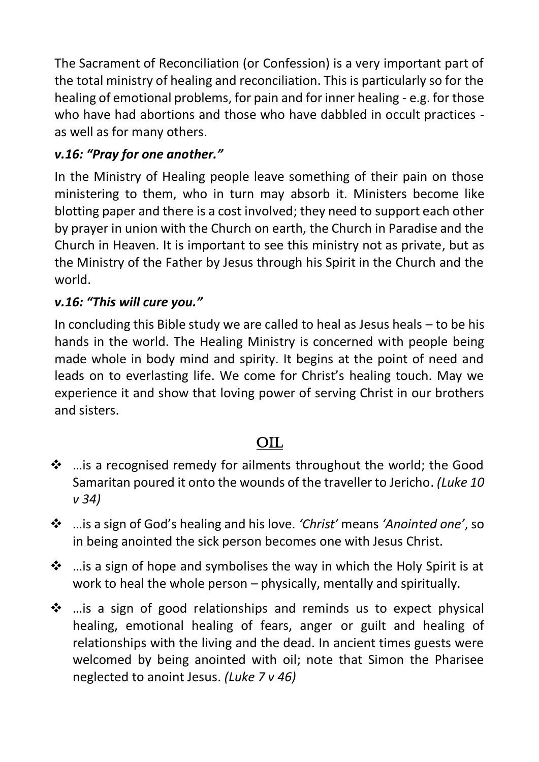The Sacrament of Reconciliation (or Confession) is a very important part of the total ministry of healing and reconciliation. This is particularly so for the healing of emotional problems, for pain and for inner healing - e.g. for those who have had abortions and those who have dabbled in occult practices - as well as for many others.

### *v.16: "Pray for one another."*

In the Ministry of Healing people leave something of their pain on those ministering to them, who in turn may absorb it. Ministers become like blotting paper and there is a cost involved; they need to support each other by prayer in union with the Church on earth, the Church in Paradise and the Church in Heaven. It is important to see this ministry not as private, but as the Ministry of the Father by Jesus through his Spirit in the Church and the world.

### *v.16: "This will cure you."*

In concluding this Bible study we are called to heal as Jesus heals – to be his hands in the world. The Healing Ministry is concerned with people being made whole in body mind and spirity. It begins at the point of need and leads on to everlasting life. We come for Christ's healing touch. May we experience it and show that loving power of serving Christ in our brothers and sisters.

## OIL

- …is a recognised remedy for ailments throughout the world; the Good Samaritan poured it onto the wounds of the traveller to Jericho. *(Luke 10 v 34)*
- …is a sign of God's healing and his love. *'Christ'* means *'Anointed one'*, so in being anointed the sick person becomes one with Jesus Christ.
- …is a sign of hope and symbolises the way in which the Holy Spirit is at work to heal the whole person – physically, mentally and spiritually.
- …is a sign of good relationships and reminds us to expect physical healing, emotional healing of fears, anger or guilt and healing of relationships with the living and the dead. In ancient times guests were welcomed by being anointed with oil; note that Simon the Pharisee neglected to anoint Jesus. *(Luke 7 v 46)*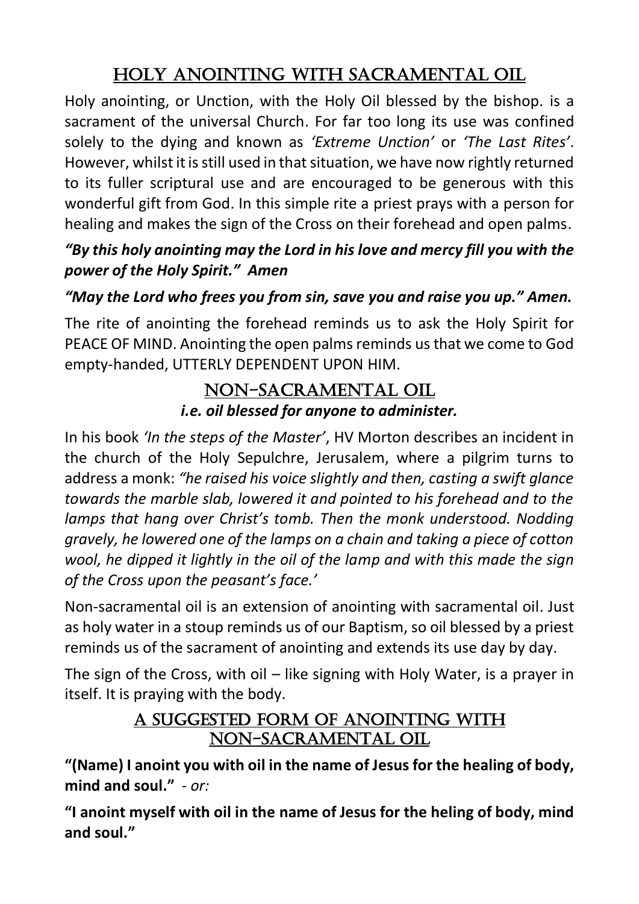# Holy Anointing with Sacramental Oil

Holy anointing, or Unction, with the Holy Oil blessed by the bishop. is a sacrament of the universal Church. For far too long its use was confined solely to the dying and known as *'Extreme Unction'* or *'The Last Rites'*. However, whilst it is still used in that situation, we have now rightly returned to its fuller scriptural use and are encouraged to be generous with this wonderful gift from God. In this simple rite a priest prays with a person for healing and makes the sign of the Cross on their forehead and open palms.

***"By this holy anointing may the Lord in his love and mercy fill you with the power of the Holy Spirit." Amen***

***"May the Lord who frees you from sin, save you and raise you up." Amen.***

The rite of anointing the forehead reminds us to ask the Holy Spirit for PEACE OF MIND. Anointing the open palms reminds us that we come to God empty-handed, UTTERLY DEPENDENT UPON HIM.

## Non-Sacramental Oil

***i.e. oil blessed for anyone to administer.***

In his book *'In the steps of the Master'*, HV Morton describes an incident in the church of the Holy Sepulchre, Jerusalem, where a pilgrim turns to address a monk: *"he raised his voice slightly and then, casting a swift glance towards the marble slab, lowered it and pointed to his forehead and to the lamps that hang over Christ's tomb. Then the monk understood. Nodding gravely, he lowered one of the lamps on a chain and taking a piece of cotton wool, he dipped it lightly in the oil of the lamp and with this made the sign of the Cross upon the peasant's face.'*

Non-sacramental oil is an extension of anointing with sacramental oil. Just as holy water in a stoup reminds us of our Baptism, so oil blessed by a priest reminds us of the sacrament of anointing and extends its use day by day.

The sign of the Cross, with oil – like signing with Holy Water, is a prayer in itself. It is praying with the body.

## A Suggested Form of Anointing with Non-Sacramental Oil

**"(Name) I anoint you with oil in the name of Jesus for the healing of body, mind and soul."** - *or:*

**"I anoint myself with oil in the name of Jesus for the heling of body, mind and soul."**